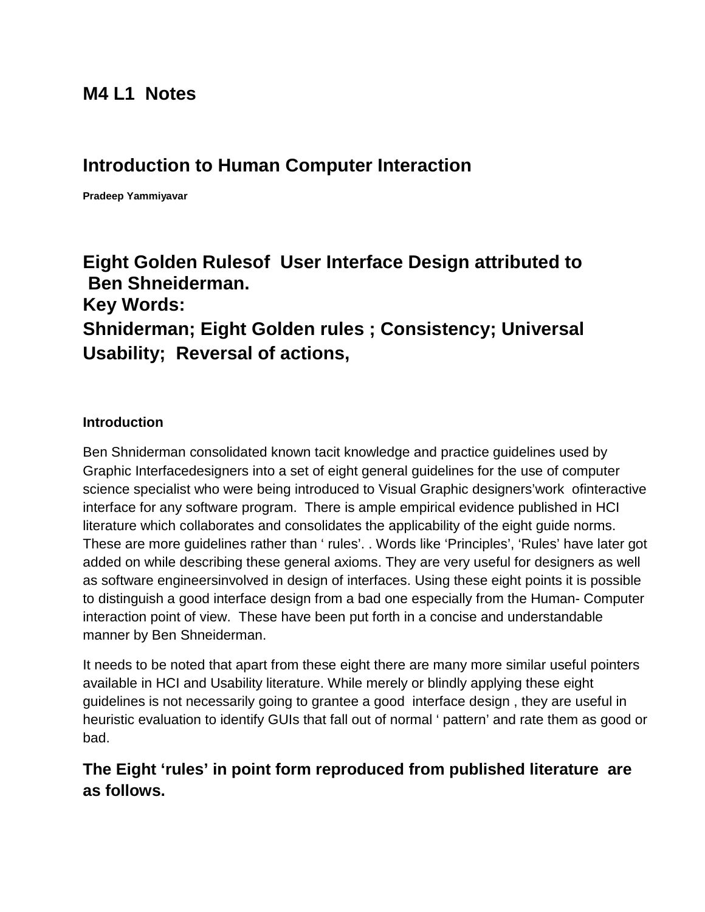## M4 L1 Notes

## Introduction to Human Computer Interaction

**Pradeep Yammiyavar**

## Eight Golden Rulesof User Interface Design attributed to Ben Shneiderman.

## Key Words:

## Shniderman; Eight Golden rules ; Consistency; Universal Usability; Reversal of actions,

**Introduction**

Ben Shniderman consolidated known tacit knowledge and practice guidelines used by Graphic Interfacedesigners into a set of eight general guidelines for the use of computer science specialist who were being introduced to Visual Graphic designers'work ofinteractive interface for any software program. There is ample empirical evidence published in HCI literature which collaborates and consolidates the applicability of the eight guide norms. These are more guidelines rather than ' rules'. . Words like 'Principles', 'Rules' have later got added on while describing these general axioms. They are very useful for designers as well as software engineersinvolved in design of interfaces. Using these eight points it is possible to distinguish a good interface design from a bad one especially from the Human- Computer interaction point of view. These have been put forth in a concise and understandable manner by Ben Shneiderman.

It needs to be noted that apart from these eight there are many more similar useful pointers available in HCI and Usability literature. While merely or blindly applying these eight guidelines is not necessarily going to grantee a good interface design , they are useful in heuristic evaluation to identify GUIs that fall out of normal ' pattern' and rate them as good or bad.

### The Eight 'rules' in point form reproduced from published literature are as follows.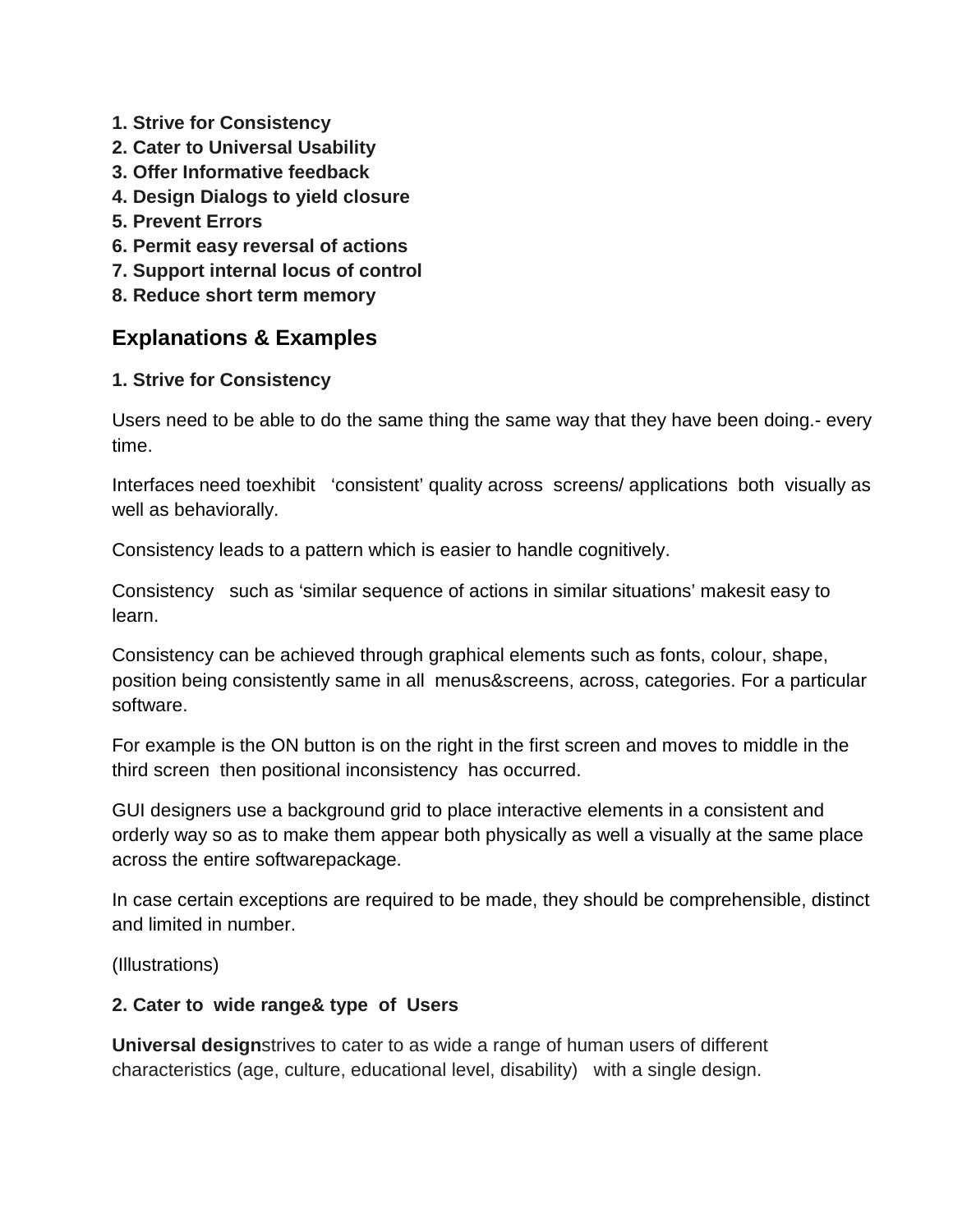**1. Strive for Consistency**
**2. Cater to Universal Usability**
**3. Offer Informative feedback**
**4. Design Dialogs to yield closure**
**5. Prevent Errors**
**6. Permit easy reversal of actions**
**7. Support internal locus of control**
**8. Reduce short term memory**

## Explanations & Examples

**1. Strive for Consistency**

Users need to be able to do the same thing the same way that they have been doing.- every time.

Interfaces need toexhibit ‘consistent’ quality across screens/ applications both visually as well as behaviorally.

Consistency leads to a pattern which is easier to handle cognitively.

Consistency such as ‘similar sequence of actions in similar situations’ makesit easy to learn.

Consistency can be achieved through graphical elements such as fonts, colour, shape, position being consistently same in all menus&screens, across, categories. For a particular software.

For example is the ON button is on the right in the first screen and moves to middle in the third screen then positional inconsistency has occurred.

GUI designers use a background grid to place interactive elements in a consistent and orderly way so as to make them appear both physically as well a visually at the same place across the entire softwarepackage.

In case certain exceptions are required to be made, they should be comprehensible, distinct and limited in number.

(Illustrations)

**2. Cater to wide range& type of Users**

**Universal design**strives to cater to as wide a range of human users of different characteristics (age, culture, educational level, disability) with a single design.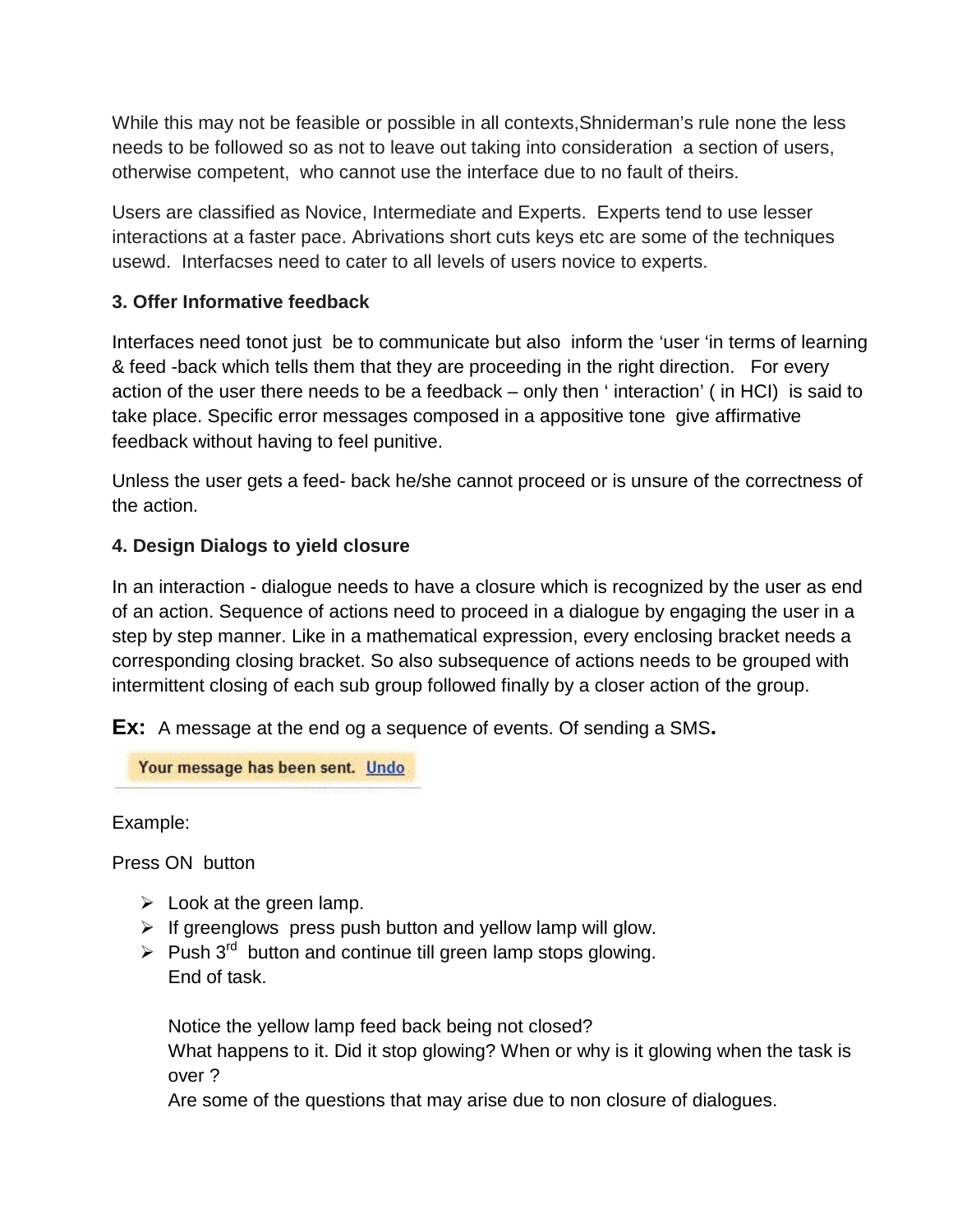While this may not be feasible or possible in all contexts,Shniderman's rule none the less needs to be followed so as not to leave out taking into consideration a section of users, otherwise competent, who cannot use the interface due to no fault of theirs.

Users are classified as Novice, Intermediate and Experts. Experts tend to use lesser interactions at a faster pace. Abrivations short cuts keys etc are some of the techniques usewd. Interfacses need to cater to all levels of users novice to experts.

**3. Offer Informative feedback**

Interfaces need tonot just be to communicate but also inform the 'user 'in terms of learning & feed -back which tells them that they are proceeding in the right direction. For every action of the user there needs to be a feedback – only then ' interaction' ( in HCI) is said to take place. Specific error messages composed in a appositive tone give affirmative feedback without having to feel punitive.

Unless the user gets a feed- back he/she cannot proceed or is unsure of the correctness of the action.

**4. Design Dialogs to yield closure**

In an interaction - dialogue needs to have a closure which is recognized by the user as end of an action. Sequence of actions need to proceed in a dialogue by engaging the user in a step by step manner. Like in a mathematical expression, every enclosing bracket needs a corresponding closing bracket. So also subsequence of actions needs to be grouped with intermittent closing of each sub group followed finally by a closer action of the group.

**Ex:** A message at the end og a sequence of events. Of sending a SMS**.**

Your message has been sent. Undo

Example:

Press ON button

- Look at the green lamp.
- If greenglows press push button and yellow lamp will glow.
- Push 3rd button and continue till green lamp stops glowing.
  End of task.

  Notice the yellow lamp feed back being not closed?
  What happens to it. Did it stop glowing? When or why is it glowing when the task is over ?
  Are some of the questions that may arise due to non closure of dialogues.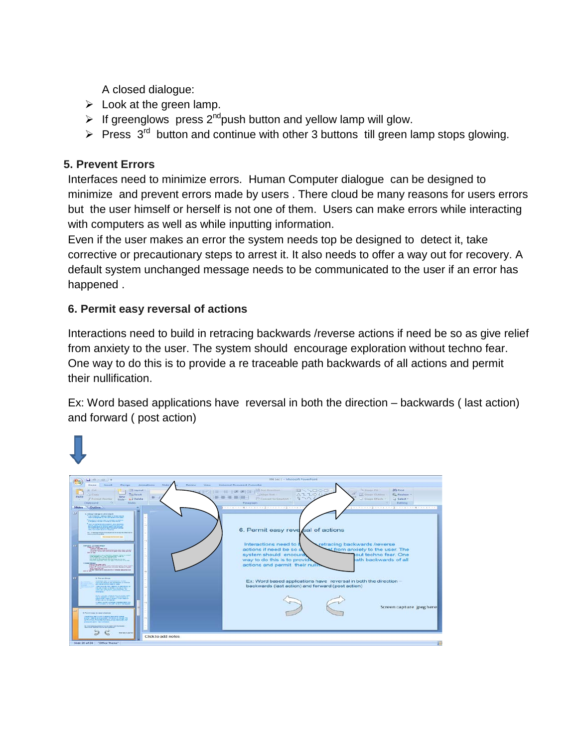A closed dialogue:

- Look at the green lamp.
- If greenglows press 2nd push button and yellow lamp will glow.
- Press 3rd button and continue with other 3 buttons till green lamp stops glowing.

**5. Prevent Errors**

Interfaces need to minimize errors. Human Computer dialogue can be designed to minimize and prevent errors made by users . There cloud be many reasons for users errors but the user himself or herself is not one of them. Users can make errors while interacting with computers as well as while inputting information.

Even if the user makes an error the system needs top be designed to detect it, take corrective or precautionary steps to arrest it. It also needs to offer a way out for recovery. A default system unchanged message needs to be communicated to the user if an error has happened .

**6. Permit easy reversal of actions**

Interactions need to build in retracing backwards /reverse actions if need be so as give relief from anxiety to the user. The system should encourage exploration without techno fear. One way to do this is to provide a re traceable path backwards of all actions and permit their nullification.

Ex: Word based applications have reversal in both the direction – backwards ( last action) and forward ( post action)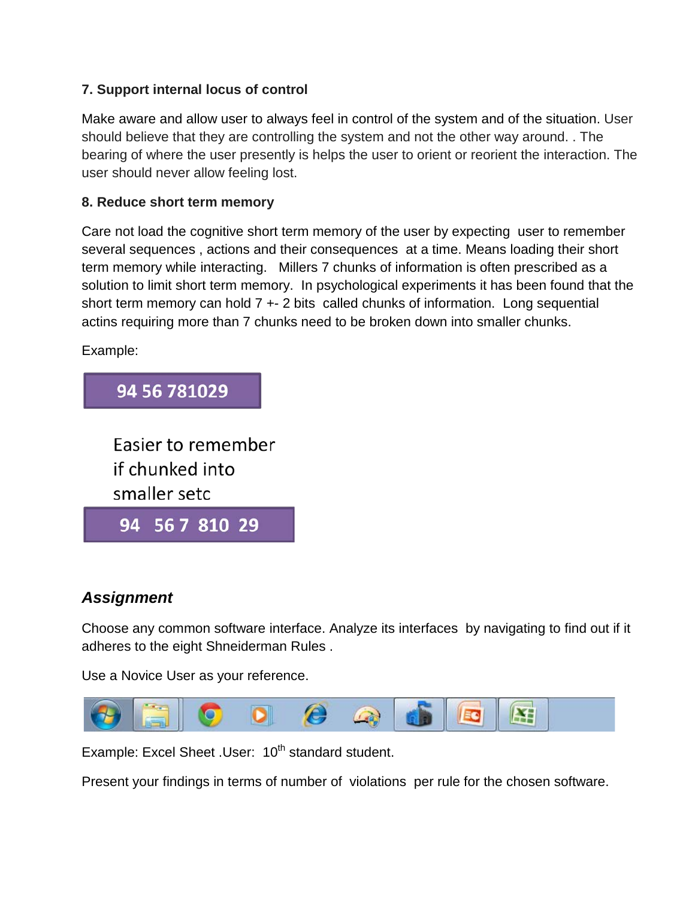**7. Support internal locus of control**

Make aware and allow user to always feel in control of the system and of the situation. User should believe that they are controlling the system and not the other way around. . The bearing of where the user presently is helps the user to orient or reorient the interaction. The user should never allow feeling lost.

**8. Reduce short term memory**

Care not load the cognitive short term memory of the user by expecting user to remember several sequences , actions and their consequences at a time. Means loading their short term memory while interacting. Millers 7 chunks of information is often prescribed as a solution to limit short term memory. In psychological experiments it has been found that the short term memory can hold 7 +- 2 bits called chunks of information. Long sequential actins requiring more than 7 chunks need to be broken down into smaller chunks.

Example:

94 56 781029

Easier to remember if chunked into smaller setc

94 56 7 810 29

## *Assignment*

Choose any common software interface. Analyze its interfaces by navigating to find out if it adheres to the eight Shneiderman Rules .

Use a Novice User as your reference.

Example: Excel Sheet .User: 10th standard student.

Present your findings in terms of number of violations per rule for the chosen software.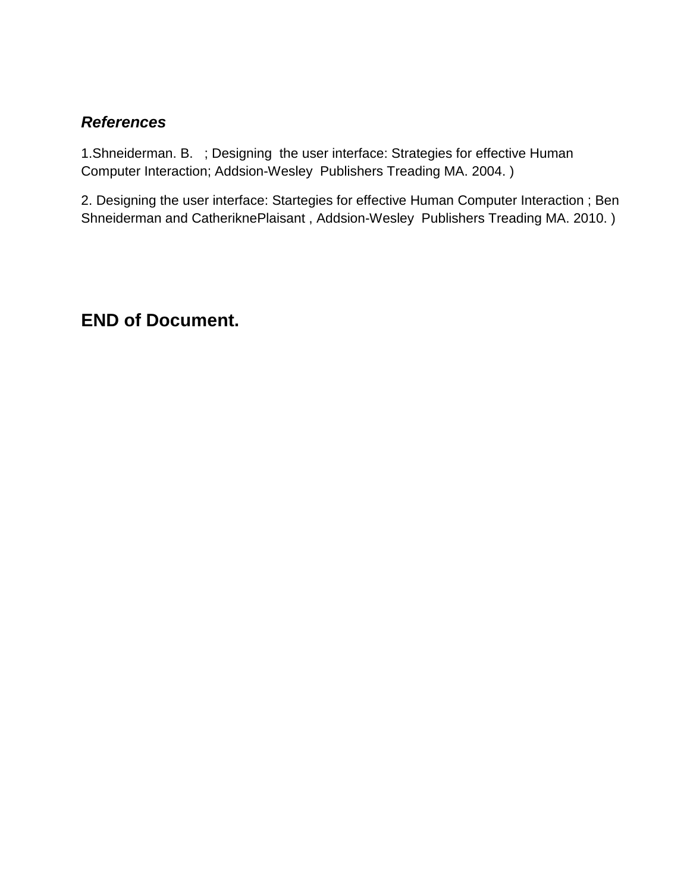***References***

1.Shneiderman. B.   ; Designing  the user interface: Strategies for effective Human Computer Interaction; Addsion-Wesley  Publishers Treading MA. 2004. )

2. Designing the user interface: Startegies for effective Human Computer Interaction ; Ben Shneiderman and CatheriknePlaisant , Addsion-Wesley  Publishers Treading MA. 2010. )

**END of Document.**